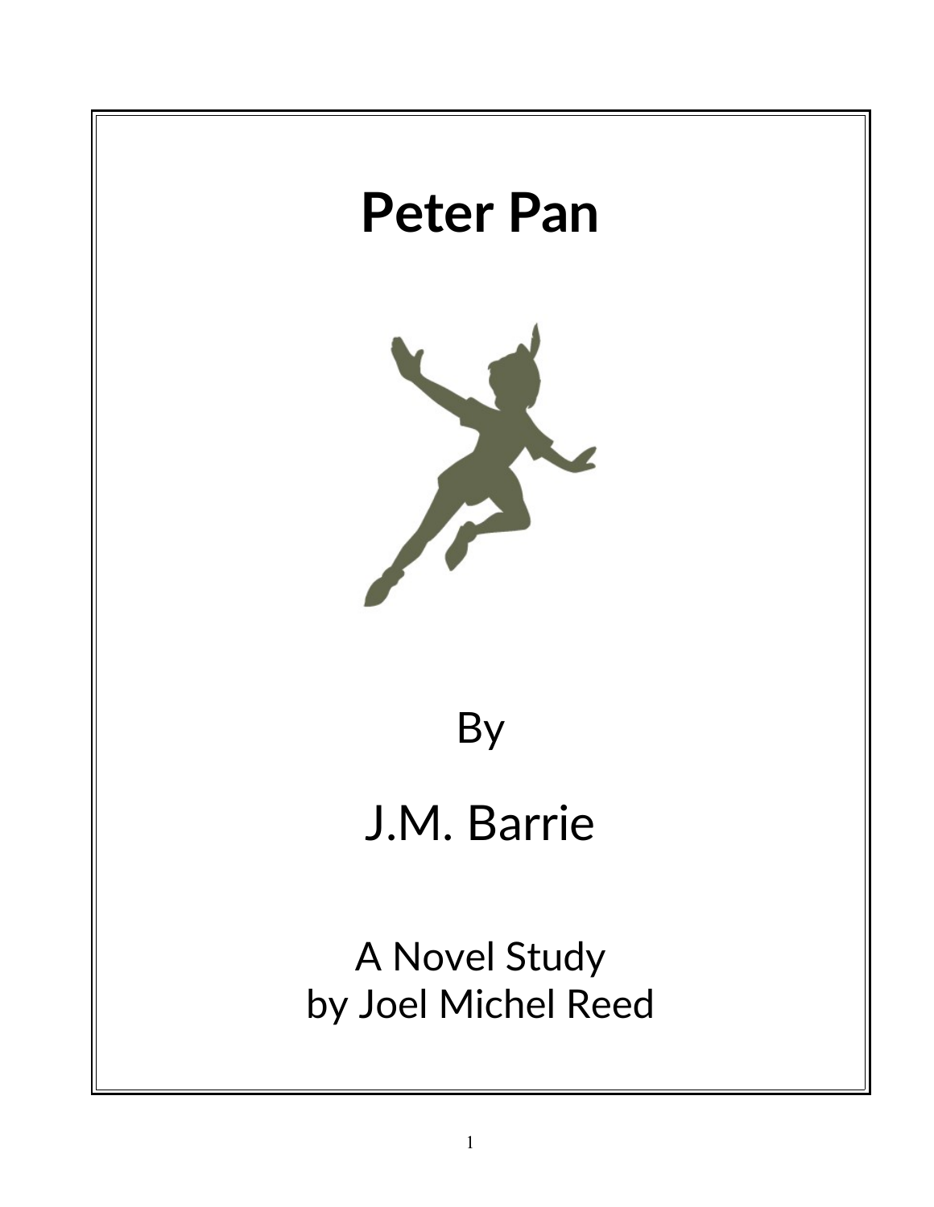# Peter Pan

By

J.M. Barrie

A Novel Study
by Joel Michel Reed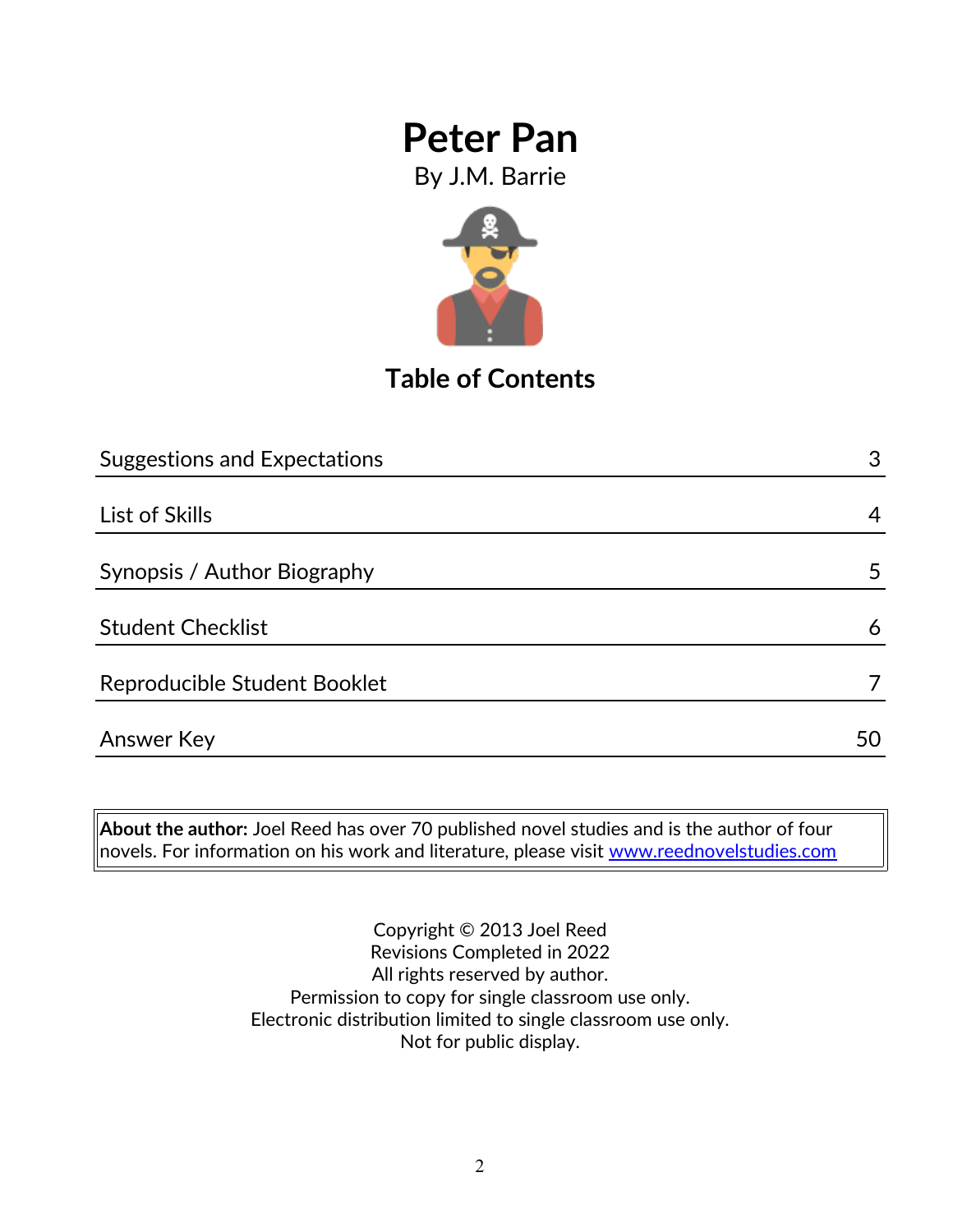# Peter Pan

By J.M. Barrie

## Table of Contents

| | |
|---|---|
| Suggestions and Expectations | 3 |
| List of Skills | 4 |
| Synopsis / Author Biography | 5 |
| Student Checklist | 6 |
| Reproducible Student Booklet | 7 |
| Answer Key | 50 |

**About the author:** Joel Reed has over 70 published novel studies and is the author of four novels. For information on his work and literature, please visit www.reednovelstudies.com

Copyright © 2013 Joel Reed
Revisions Completed in 2022
All rights reserved by author.
Permission to copy for single classroom use only.
Electronic distribution limited to single classroom use only.
Not for public display.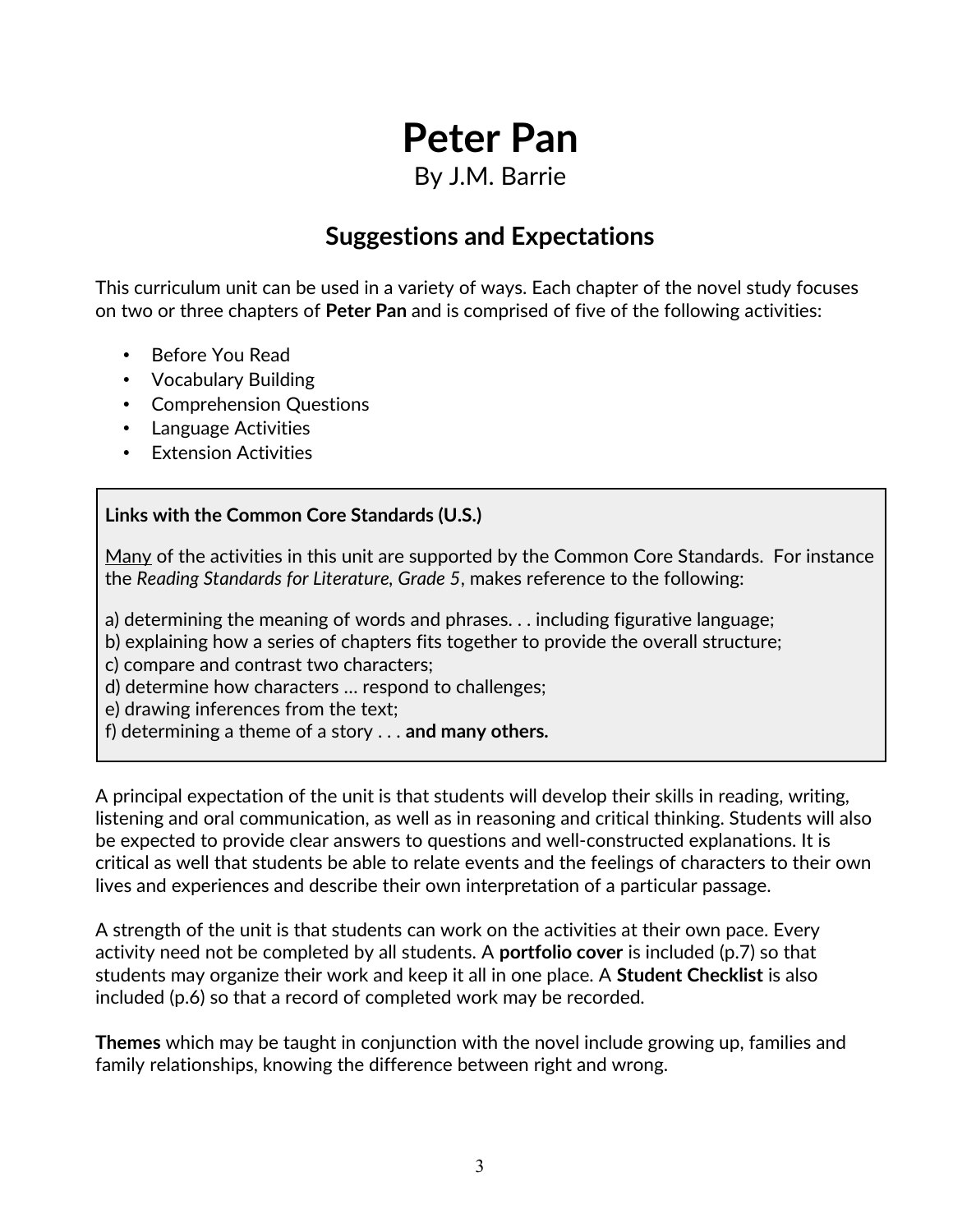# Peter Pan

By J.M. Barrie

## Suggestions and Expectations

This curriculum unit can be used in a variety of ways. Each chapter of the novel study focuses on two or three chapters of **Peter Pan** and is comprised of five of the following activities:

- Before You Read
- Vocabulary Building
- Comprehension Questions
- Language Activities
- Extension Activities

**Links with the Common Core Standards (U.S.)**

<u>Many</u> of the activities in this unit are supported by the Common Core Standards. For instance the *Reading Standards for Literature, Grade 5*, makes reference to the following:

a) determining the meaning of words and phrases. . . including figurative language;
b) explaining how a series of chapters fits together to provide the overall structure;
c) compare and contrast two characters;
d) determine how characters … respond to challenges;
e) drawing inferences from the text;
f) determining a theme of a story . . . **and many others.**

A principal expectation of the unit is that students will develop their skills in reading, writing, listening and oral communication, as well as in reasoning and critical thinking. Students will also be expected to provide clear answers to questions and well-constructed explanations. It is critical as well that students be able to relate events and the feelings of characters to their own lives and experiences and describe their own interpretation of a particular passage.

A strength of the unit is that students can work on the activities at their own pace. Every activity need not be completed by all students. A **portfolio cover** is included (p.7) so that students may organize their work and keep it all in one place. A **Student Checklist** is also included (p.6) so that a record of completed work may be recorded.

**Themes** which may be taught in conjunction with the novel include growing up, families and family relationships, knowing the difference between right and wrong.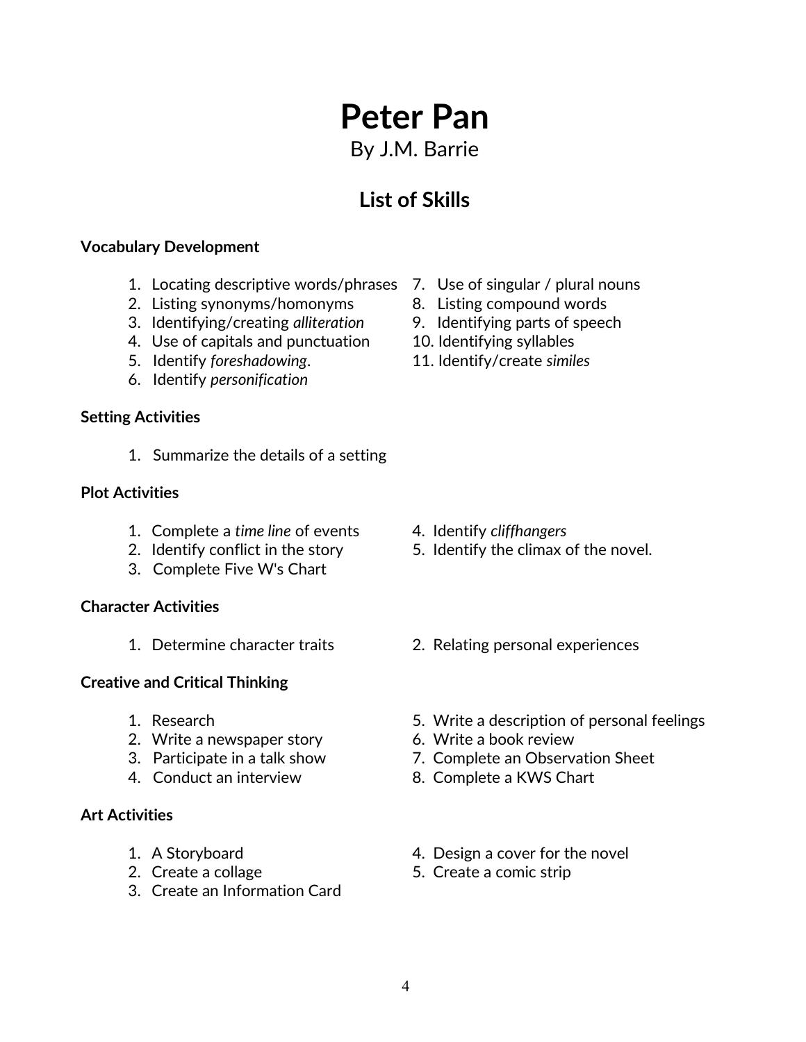# Peter Pan

By J.M. Barrie

## List of Skills

**Vocabulary Development**

1. Locating descriptive words/phrases
2. Listing synonyms/homonyms
3. Identifying/creating *alliteration*
4. Use of capitals and punctuation
5. Identify *foreshadowing*.
6. Identify *personification*
7. Use of singular / plural nouns
8. Listing compound words
9. Identifying parts of speech
10. Identifying syllables
11. Identify/create *similes*

**Setting Activities**

1. Summarize the details of a setting

**Plot Activities**

1. Complete a *time line* of events
2. Identify conflict in the story
3. Complete Five W's Chart
4. Identify *cliffhangers*
5. Identify the climax of the novel.

**Character Activities**

1. Determine character traits
2. Relating personal experiences

**Creative and Critical Thinking**

1. Research
2. Write a newspaper story
3. Participate in a talk show
4. Conduct an interview
5. Write a description of personal feelings
6. Write a book review
7. Complete an Observation Sheet
8. Complete a KWS Chart

**Art Activities**

1. A Storyboard
2. Create a collage
3. Create an Information Card
4. Design a cover for the novel
5. Create a comic strip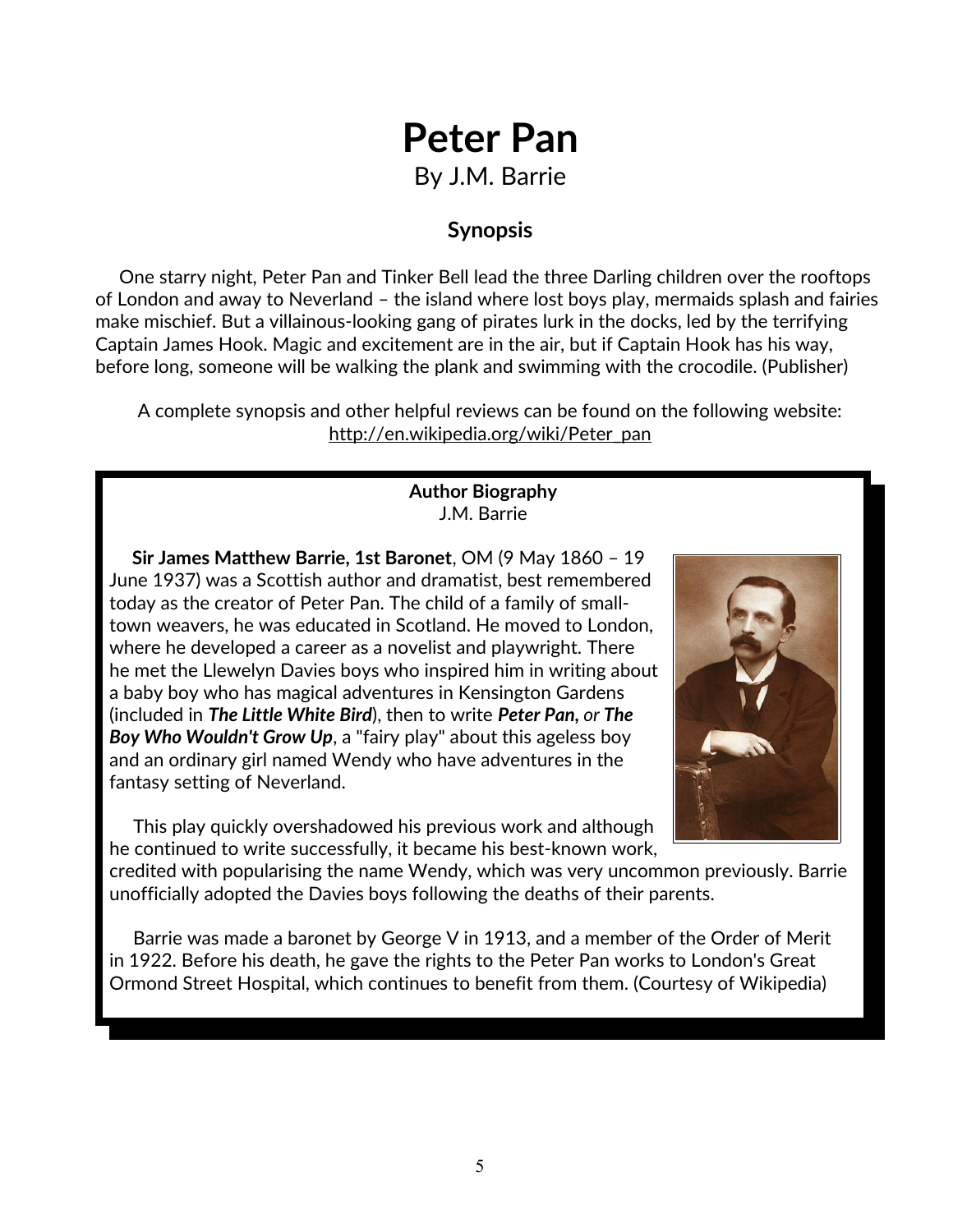# Peter Pan

By J.M. Barrie

## Synopsis

One starry night, Peter Pan and Tinker Bell lead the three Darling children over the rooftops of London and away to Neverland – the island where lost boys play, mermaids splash and fairies make mischief. But a villainous-looking gang of pirates lurk in the docks, led by the terrifying Captain James Hook. Magic and excitement are in the air, but if Captain Hook has his way, before long, someone will be walking the plank and swimming with the crocodile. (Publisher)

A complete synopsis and other helpful reviews can be found on the following website: http://en.wikipedia.org/wiki/Peter_pan

**Author Biography**
J.M. Barrie

**Sir James Matthew Barrie, 1st Baronet**, OM (9 May 1860 – 19 June 1937) was a Scottish author and dramatist, best remembered today as the creator of Peter Pan. The child of a family of small-town weavers, he was educated in Scotland. He moved to London, where he developed a career as a novelist and playwright. There he met the Llewelyn Davies boys who inspired him in writing about a baby boy who has magical adventures in Kensington Gardens (included in ***The Little White Bird***), then to write ***Peter Pan,*** *or* ***The Boy Who Wouldn't Grow Up***, a "fairy play" about this ageless boy and an ordinary girl named Wendy who have adventures in the fantasy setting of Neverland.

This play quickly overshadowed his previous work and although he continued to write successfully, it became his best-known work, credited with popularising the name Wendy, which was very uncommon previously. Barrie unofficially adopted the Davies boys following the deaths of their parents.

Barrie was made a baronet by George V in 1913, and a member of the Order of Merit in 1922. Before his death, he gave the rights to the Peter Pan works to London's Great Ormond Street Hospital, which continues to benefit from them. (Courtesy of Wikipedia)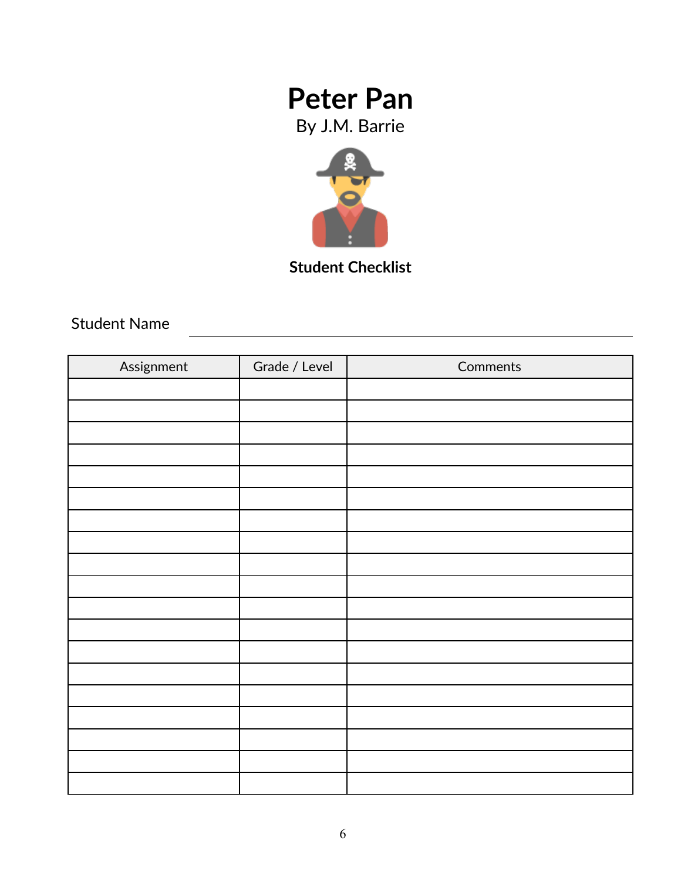# Peter Pan

By J.M. Barrie

**Student Checklist**

Student Name ______________________________

| Assignment | Grade / Level | Comments |
| --- | --- | --- |
| | | |
| | | |
| | | |
| | | |
| | | |
| | | |
| | | |
| | | |
| | | |
| | | |
| | | |
| | | |
| | | |
| | | |
| | | |
| | | |
| | | |
| | | |
| | | |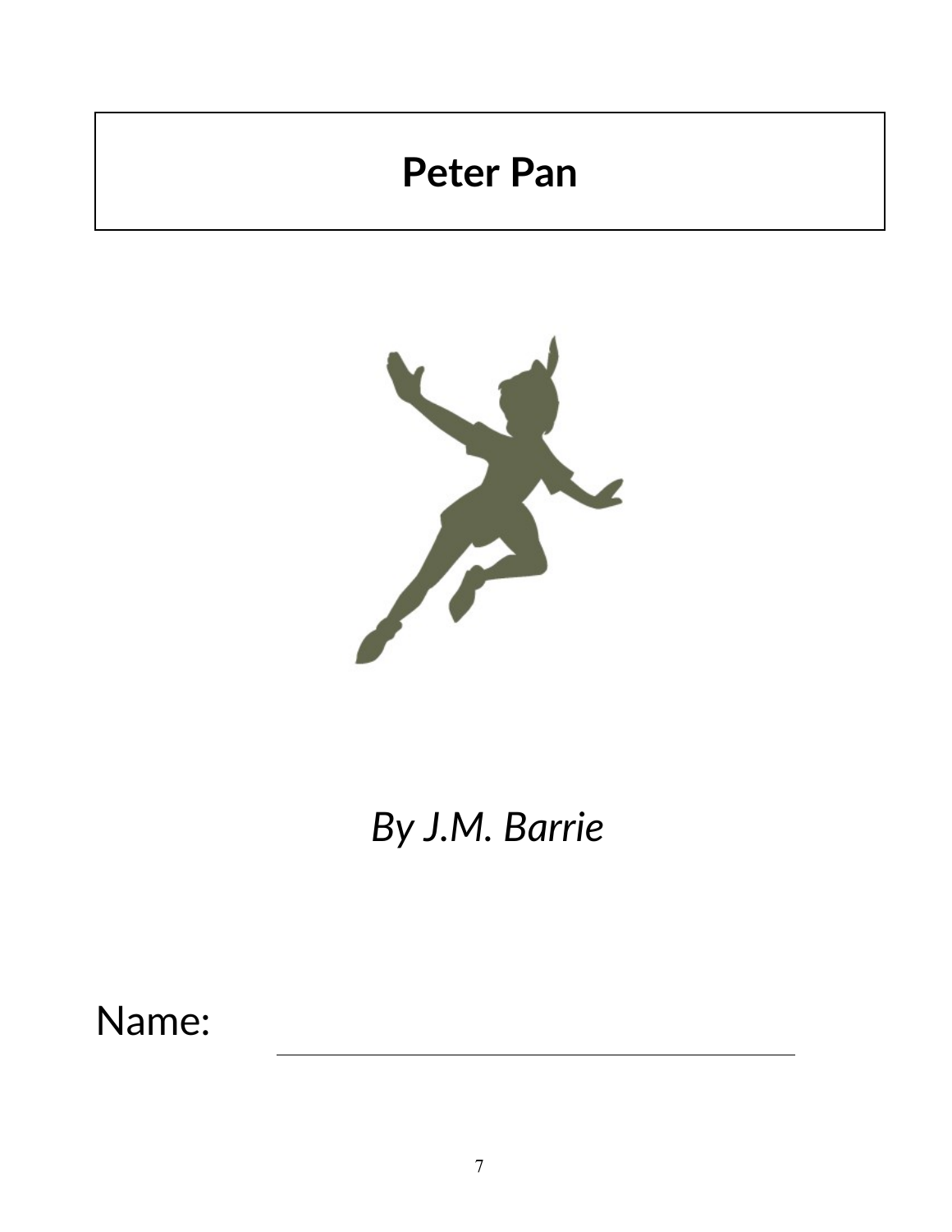# Peter Pan

*By J.M. Barrie*

Name: ________________________________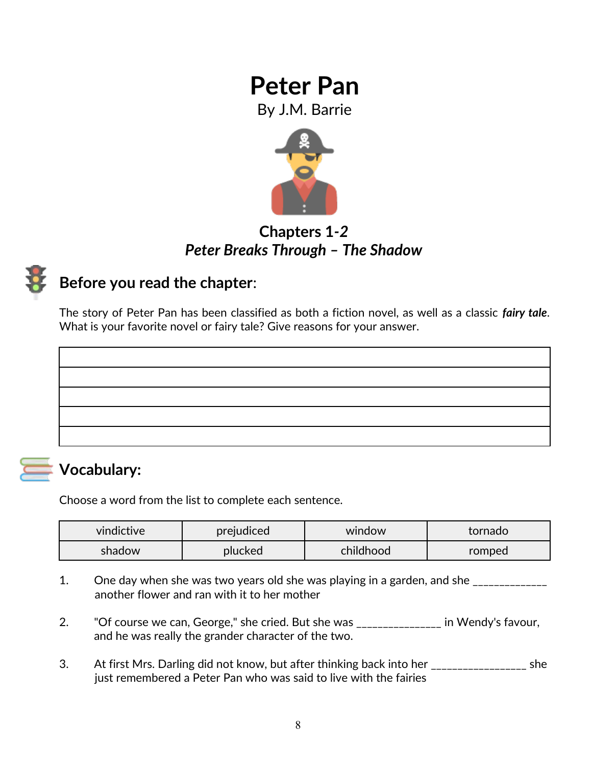# Peter Pan

By J.M. Barrie

## Chapters 1-*2*

## *Peter Breaks Through – The Shadow*

## Before you read the chapter:

The story of Peter Pan has been classified as both a fiction novel, as well as a classic ***fairy tale***. What is your favorite novel or fairy tale? Give reasons for your answer.

| |
|---|
| |
| |
| |
| |
| |

## Vocabulary:

Choose a word from the list to complete each sentence.

| vindictive | prejudiced | window | tornado |
|---|---|---|---|
| shadow | plucked | childhood | romped |

1. One day when she was two years old she was playing in a garden, and she _____________ another flower and ran with it to her mother

2. "Of course we can, George," she cried. But she was _______________ in Wendy's favour, and he was really the grander character of the two.

3. At first Mrs. Darling did not know, but after thinking back into her _________________ she just remembered a Peter Pan who was said to live with the fairies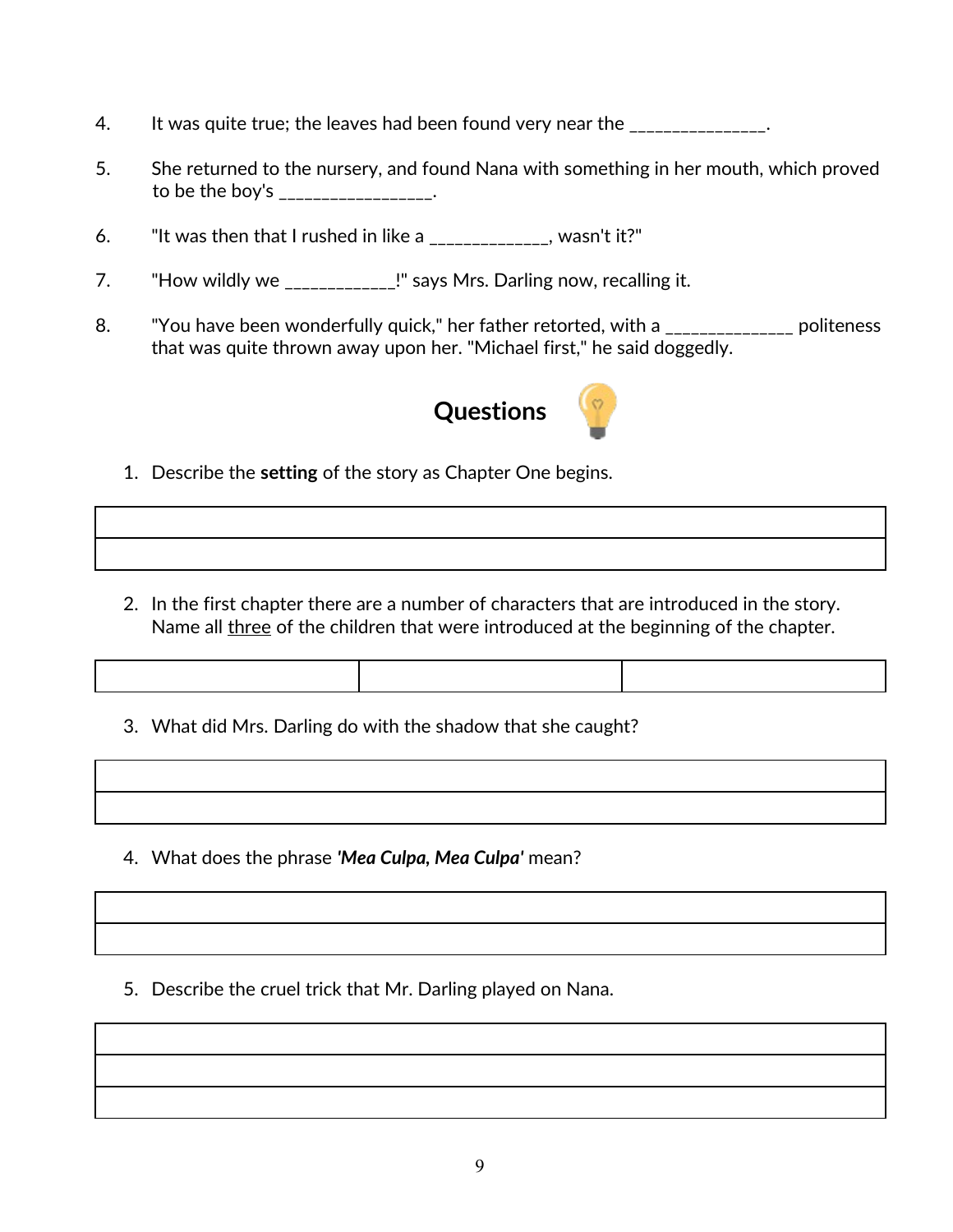4. It was quite true; the leaves had been found very near the _______________.

5. She returned to the nursery, and found Nana with something in her mouth, which proved to be the boy's _________________.

6. "It was then that I rushed in like a _____________, wasn't it?"

7. "How wildly we ____________!" says Mrs. Darling now, recalling it.

8. "You have been wonderfully quick," her father retorted, with a ______________ politeness that was quite thrown away upon her. "Michael first," he said doggedly.

## Questions

1. Describe the **setting** of the story as Chapter One begins.

| |
|---|
| |
| |

2. In the first chapter there are a number of characters that are introduced in the story. Name all three of the children that were introduced at the beginning of the chapter.

| | | |
|---|---|---|
| | | |

3. What did Mrs. Darling do with the shadow that she caught?

| |
|---|
| |
| |

4. What does the phrase ***'Mea Culpa, Mea Culpa'*** mean?

| |
|---|
| |
| |

5. Describe the cruel trick that Mr. Darling played on Nana.

| |
|---|
| |
| |
| |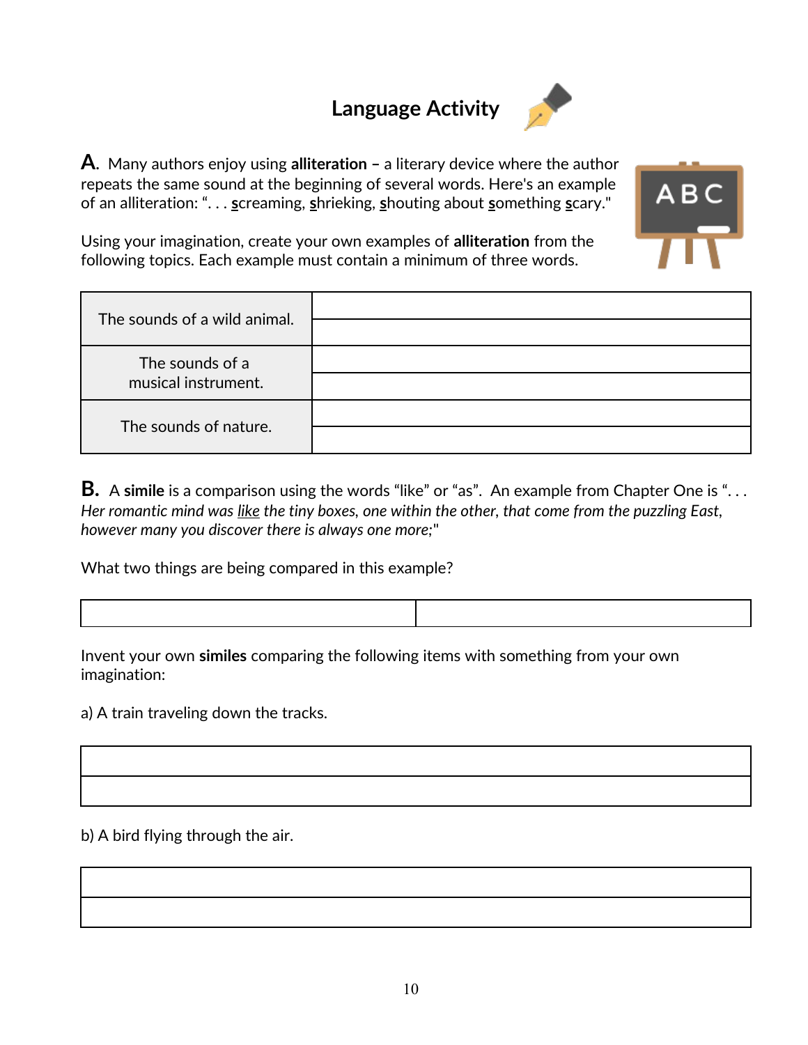# Language Activity

**A.** Many authors enjoy using **alliteration** – a literary device where the author repeats the same sound at the beginning of several words. Here's an example of an alliteration: ". . . <u>s</u>creaming, <u>s</u>hrieking, <u>s</u>houting about <u>s</u>omething <u>s</u>cary."

Using your imagination, create your own examples of **alliteration** from the following topics. Each example must contain a minimum of three words.

| | |
|---|---|
| The sounds of a wild animal. | |
| | |
| The sounds of a musical instrument. | |
| | |
| The sounds of nature. | |
| | |

**B.** A **simile** is a comparison using the words "like" or "as". An example from Chapter One is ". . . *Her romantic mind was <u>like</u> the tiny boxes, one within the other, that come from the puzzling East, however many you discover there is always one more;*"

What two things are being compared in this example?

| | |
|---|---|
| | |

Invent your own **similes** comparing the following items with something from your own imagination:

a) A train traveling down the tracks.

| |
|---|
| |
| |

b) A bird flying through the air.

| |
|---|
| |
| |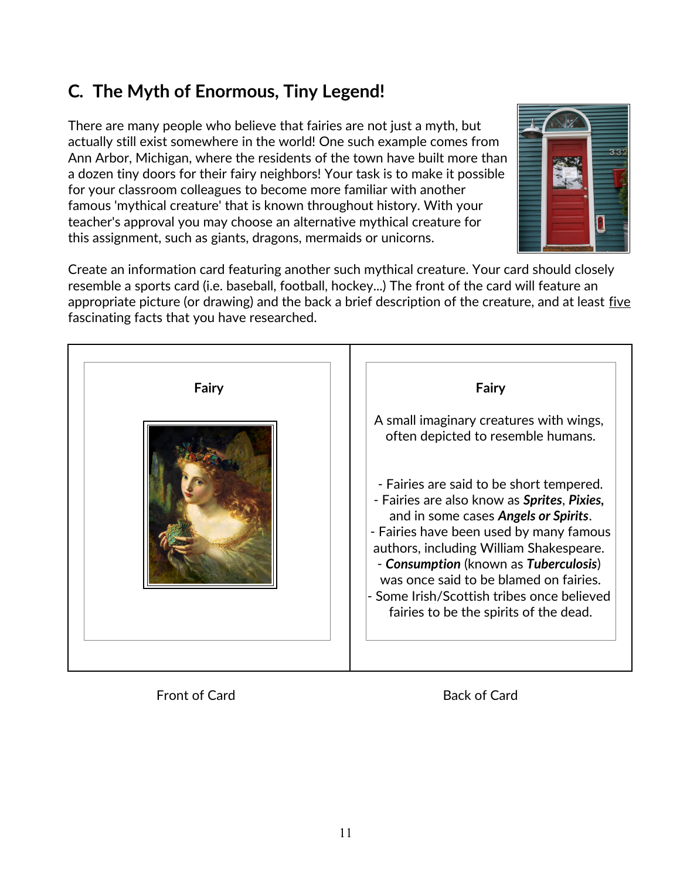## C. The Myth of Enormous, Tiny Legend!

There are many people who believe that fairies are not just a myth, but actually still exist somewhere in the world! One such example comes from Ann Arbor, Michigan, where the residents of the town have built more than a dozen tiny doors for their fairy neighbors! Your task is to make it possible for your classroom colleagues to become more familiar with another famous 'mythical creature' that is known throughout history. With your teacher's approval you may choose an alternative mythical creature for this assignment, such as giants, dragons, mermaids or unicorns.

Create an information card featuring another such mythical creature. Your card should closely resemble a sports card (i.e. baseball, football, hockey...) The front of the card will feature an appropriate picture (or drawing) and the back a brief description of the creature, and at least five fascinating facts that you have researched.

| Front of Card | Back of Card |
|---|---|
| **Fairy** | **Fairy**<br><br>A small imaginary creatures with wings, often depicted to resemble humans.<br><br>- Fairies are said to be short tempered.<br>- Fairies are also know as ***Sprites***, ***Pixies,*** and in some cases ***Angels or Spirits***.<br>- Fairies have been used by many famous authors, including William Shakespeare.<br>- ***Consumption*** (known as ***Tuberculosis***) was once said to be blamed on fairies.<br>- Some Irish/Scottish tribes once believed fairies to be the spirits of the dead. |